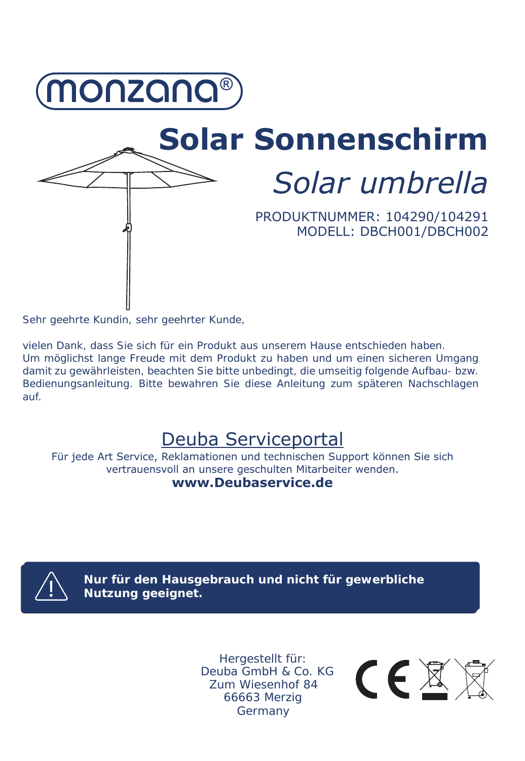monzana®

# Solar Sonnenschirm

## *Solar umbrella*

PRODUKTNUMMER: 104290/104291
MODELL: DBCH001/DBCH002

Sehr geehrte Kundin, sehr geehrter Kunde,

vielen Dank, dass Sie sich für ein Produkt aus unserem Hause entschieden haben. Um möglichst lange Freude mit dem Produkt zu haben und um einen sicheren Umgang damit zu gewährleisten, beachten Sie bitte unbedingt, die umseitig folgende Aufbau- bzw. Bedienungsanleitung. Bitte bewahren Sie diese Anleitung zum späteren Nachschlagen auf.

## Deuba Serviceportal

Für jede Art Service, Reklamationen und technischen Support können Sie sich vertrauensvoll an unsere geschulten Mitarbeiter wenden.

**www.Deubaservice.de**

**Nur für den Hausgebrauch und nicht für gewerbliche Nutzung geeignet.**

Hergestellt für:
Deuba GmbH & Co. KG
Zum Wiesenhof 84
66663 Merzig
Germany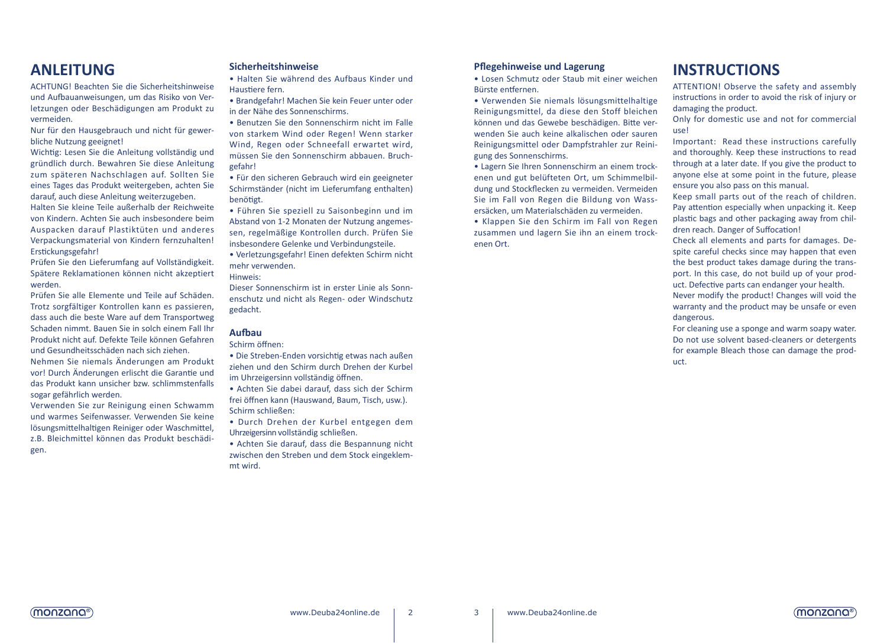# ANLEITUNG

ACHTUNG! Beachten Sie die Sicherheitshinweise und Aufbauanweisungen, um das Risiko von Verletzungen oder Beschädigungen am Produkt zu vermeiden.

Nur für den Hausgebrauch und nicht für gewerbliche Nutzung geeignet!

Wichtig: Lesen Sie die Anleitung vollständig und gründlich durch. Bewahren Sie diese Anleitung zum späteren Nachschlagen auf. Sollten Sie eines Tages das Produkt weitergeben, achten Sie darauf, auch diese Anleitung weiterzugeben.

Halten Sie kleine Teile außerhalb der Reichweite von Kindern. Achten Sie auch insbesondere beim Auspacken darauf Plastiktüten und anderes Verpackungsmaterial von Kindern fernzuhalten! Erstickungsgefahr!

Prüfen Sie den Lieferumfang auf Vollständigkeit. Spätere Reklamationen können nicht akzeptiert werden.

Prüfen Sie alle Elemente und Teile auf Schäden. Trotz sorgfältiger Kontrollen kann es passieren, dass auch die beste Ware auf dem Transportweg Schaden nimmt. Bauen Sie in solch einem Fall Ihr Produkt nicht auf. Defekte Teile können Gefahren und Gesundheitsschäden nach sich ziehen.

Nehmen Sie niemals Änderungen am Produkt vor! Durch Änderungen erlischt die Garantie und das Produkt kann unsicher bzw. schlimmstenfalls sogar gefährlich werden.

Verwenden Sie zur Reinigung einen Schwamm und warmes Seifenwasser. Verwenden Sie keine lösungsmittelhaltigen Reiniger oder Waschmittel, z.B. Bleichmittel können das Produkt beschädigen.

### Sicherheitshinweise

- Halten Sie während des Aufbaus Kinder und Haustiere fern.
- Brandgefahr! Machen Sie kein Feuer unter oder in der Nähe des Sonnenschirms.
- Benutzen Sie den Sonnenschirm nicht im Falle von starkem Wind oder Regen! Wenn starker Wind, Regen oder Schneefall erwartet wird, müssen Sie den Sonnenschirm abbauen. Bruchgefahr!
- Für den sicheren Gebrauch wird ein geeigneter Schirmständer (nicht im Lieferumfang enthalten) benötigt.
- Führen Sie speziell zu Saisonbeginn und im Abstand von 1-2 Monaten der Nutzung angemessen, regelmäßige Kontrollen durch. Prüfen Sie insbesondere Gelenke und Verbindungsteile.
- Verletzungsgefahr! Einen defekten Schirm nicht mehr verwenden.

Hinweis:

Dieser Sonnenschirm ist in erster Linie als Sonnenschutz und nicht als Regen- oder Windschutz gedacht.

### Aufbau

Schirm öffnen:

- Die Streben-Enden vorsichtig etwas nach außen ziehen und den Schirm durch Drehen der Kurbel im Uhrzeigersinn vollständig öffnen.
- Achten Sie dabei darauf, dass sich der Schirm frei öffnen kann (Hauswand, Baum, Tisch, usw.).

Schirm schließen:

- Durch Drehen der Kurbel entgegen dem Uhrzeigersinn vollständig schließen.
- Achten Sie darauf, dass die Bespannung nicht zwischen den Streben und dem Stock eingeklemmt wird.

### Pflegehinweise und Lagerung

- Losen Schmutz oder Staub mit einer weichen Bürste entfernen.
- Verwenden Sie niemals lösungsmittelhaltige Reinigungsmittel, da diese den Stoff bleichen können und das Gewebe beschädigen. Bitte verwenden Sie auch keine alkalischen oder sauren Reinigungsmittel oder Dampfstrahler zur Reinigung des Sonnenschirms.
- Lagern Sie Ihren Sonnenschirm an einem trockenen und gut belüfteten Ort, um Schimmelbildung und Stockflecken zu vermeiden. Vermeiden Sie im Fall von Regen die Bildung von Wassersäcken, um Materialschäden zu vermeiden.
- Klappen Sie den Schirm im Fall von Regen zusammen und lagern Sie ihn an einem trockenen Ort.

# INSTRUCTIONS

ATTENTION! Observe the safety and assembly instructions in order to avoid the risk of injury or damaging the product.

Only for domestic use and not for commercial use!

Important: Read these instructions carefully and thoroughly. Keep these instructions to read through at a later date. If you give the product to anyone else at some point in the future, please ensure you also pass on this manual.

Keep small parts out of the reach of children. Pay attention especially when unpacking it. Keep plastic bags and other packaging away from children reach. Danger of Suffocation!

Check all elements and parts for damages. Despite careful checks since may happen that even the best product takes damage during the transport. In this case, do not build up of your product. Defective parts can endanger your health.

Never modify the product! Changes will void the warranty and the product may be unsafe or even dangerous.

For cleaning use a sponge and warm soapy water. Do not use solvent based-cleaners or detergents for example Bleach those can damage the product.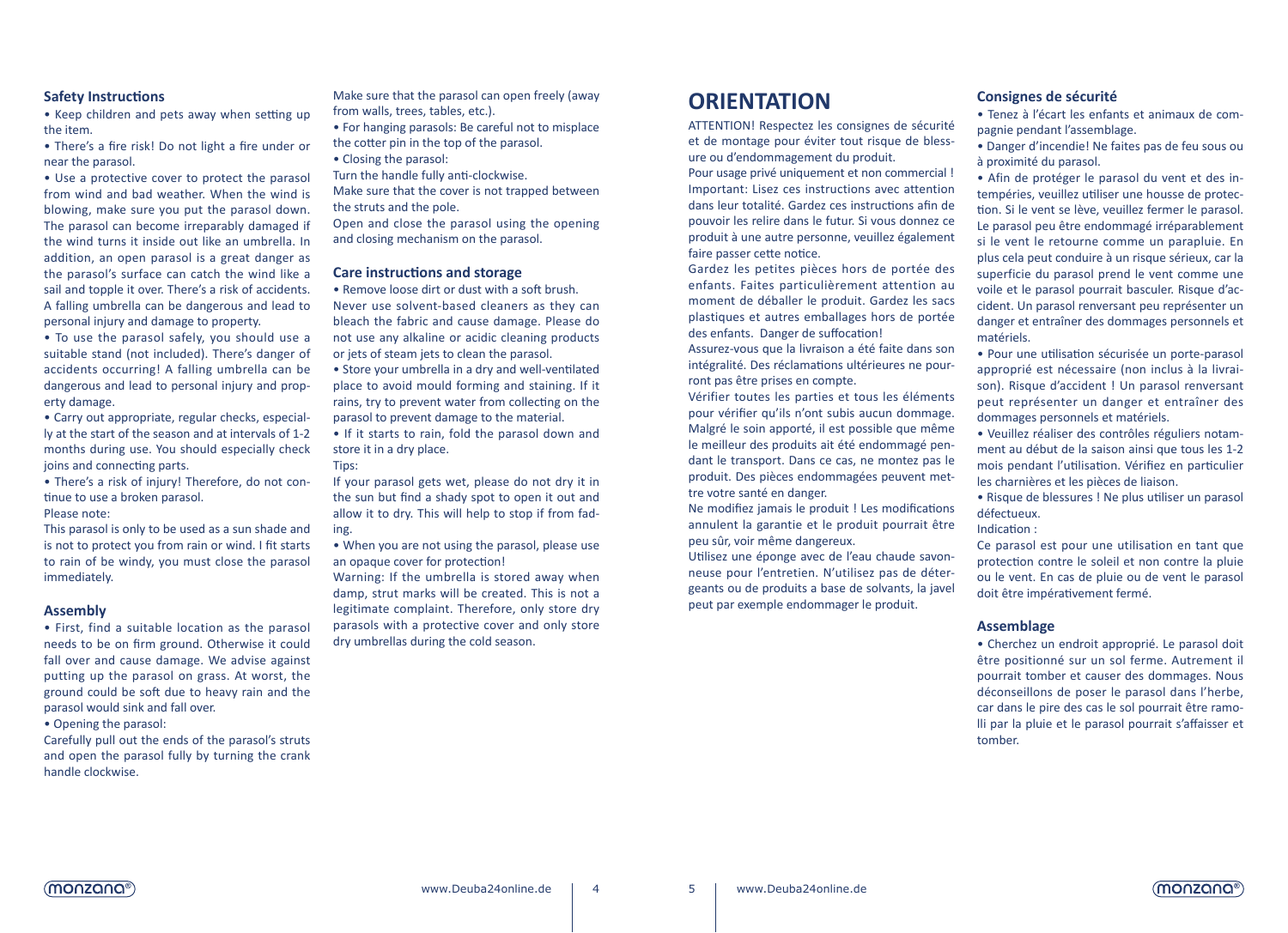## Safety Instructions

• Keep children and pets away when setting up the item.

• There's a fire risk! Do not light a fire under or near the parasol.

• Use a protective cover to protect the parasol from wind and bad weather. When the wind is blowing, make sure you put the parasol down. The parasol can become irreparably damaged if the wind turns it inside out like an umbrella. In addition, an open parasol is a great danger as the parasol's surface can catch the wind like a sail and topple it over. There's a risk of accidents. A falling umbrella can be dangerous and lead to personal injury and damage to property.

• To use the parasol safely, you should use a suitable stand (not included). There's danger of accidents occurring! A falling umbrella can be dangerous and lead to personal injury and property damage.

• Carry out appropriate, regular checks, especially at the start of the season and at intervals of 1-2 months during use. You should especially check joins and connecting parts.

• There's a risk of injury! Therefore, do not continue to use a broken parasol.

Please note:

This parasol is only to be used as a sun shade and is not to protect you from rain or wind. I fit starts to rain of be windy, you must close the parasol immediately.

## Assembly

• First, find a suitable location as the parasol needs to be on firm ground. Otherwise it could fall over and cause damage. We advise against putting up the parasol on grass. At worst, the ground could be soft due to heavy rain and the parasol would sink and fall over.

• Opening the parasol:

Carefully pull out the ends of the parasol's struts and open the parasol fully by turning the crank handle clockwise.

Make sure that the parasol can open freely (away from walls, trees, tables, etc.).

• For hanging parasols: Be careful not to misplace the cotter pin in the top of the parasol.

• Closing the parasol:

Turn the handle fully anti-clockwise.

Make sure that the cover is not trapped between the struts and the pole.

Open and close the parasol using the opening and closing mechanism on the parasol.

## Care instructions and storage

• Remove loose dirt or dust with a soft brush.

Never use solvent-based cleaners as they can bleach the fabric and cause damage. Please do not use any alkaline or acidic cleaning products or jets of steam jets to clean the parasol.

• Store your umbrella in a dry and well-ventilated place to avoid mould forming and staining. If it rains, try to prevent water from collecting on the parasol to prevent damage to the material.

• If it starts to rain, fold the parasol down and store it in a dry place.

Tips:

If your parasol gets wet, please do not dry it in the sun but find a shady spot to open it out and allow it to dry. This will help to stop if from fading.

• When you are not using the parasol, please use an opaque cover for protection!

Warning: If the umbrella is stored away when damp, strut marks will be created. This is not a legitimate complaint. Therefore, only store dry parasols with a protective cover and only store dry umbrellas during the cold season.

# ORIENTATION

ATTENTION! Respectez les consignes de sécurité et de montage pour éviter tout risque de blessure ou d'endommagement du produit.

Pour usage privé uniquement et non commercial ! Important: Lisez ces instructions avec attention dans leur totalité. Gardez ces instructions afin de pouvoir les relire dans le futur. Si vous donnez ce produit à une autre personne, veuillez également faire passer cette notice.

Gardez les petites pièces hors de portée des enfants. Faites particulièrement attention au moment de déballer le produit. Gardez les sacs plastiques et autres emballages hors de portée des enfants. Danger de suffocation!

Assurez-vous que la livraison a été faite dans son intégralité. Des réclamations ultérieures ne pourront pas être prises en compte.

Vérifier toutes les parties et tous les éléments pour vérifier qu'ils n'ont subis aucun dommage. Malgré le soin apporté, il est possible que même le meilleur des produits ait été endommagé pendant le transport. Dans ce cas, ne montez pas le produit. Des pièces endommagées peuvent mettre votre santé en danger.

Ne modifiez jamais le produit ! Les modifications annulent la garantie et le produit pourrait être peu sûr, voir même dangereux.

Utilisez une éponge avec de l'eau chaude savonneuse pour l'entretien. N'utilisez pas de détergeants ou de produits a base de solvants, la javel peut par exemple endommager le produit.

## Consignes de sécurité

• Tenez à l'écart les enfants et animaux de compagnie pendant l'assemblage.

• Danger d'incendie! Ne faites pas de feu sous ou à proximité du parasol.

• Afin de protéger le parasol du vent et des intempéries, veuillez utiliser une housse de protection. Si le vent se lève, veuillez fermer le parasol. Le parasol peu être endommagé irréparablement si le vent le retourne comme un parapluie. En plus cela peut conduire à un risque sérieux, car la superficie du parasol prend le vent comme une voile et le parasol pourrait basculer. Risque d'accident. Un parasol renversant peu représenter un danger et entraîner des dommages personnels et matériels.

• Pour une utilisation sécurisée un porte-parasol approprié est nécessaire (non inclus à la livraison). Risque d'accident ! Un parasol renversant peut représenter un danger et entraîner des dommages personnels et matériels.

• Veuillez réaliser des contrôles réguliers notamment au début de la saison ainsi que tous les 1-2 mois pendant l'utilisation. Vérifiez en particulier les charnières et les pièces de liaison.

• Risque de blessures ! Ne plus utiliser un parasol défectueux.

Indication :

Ce parasol est pour une utilisation en tant que protection contre le soleil et non contre la pluie ou le vent. En cas de pluie ou de vent le parasol doit être impérativement fermé.

## Assemblage

• Cherchez un endroit approprié. Le parasol doit être positionné sur un sol ferme. Autrement il pourrait tomber et causer des dommages. Nous déconseillons de poser le parasol dans l'herbe, car dans le pire des cas le sol pourrait être ramolli par la pluie et le parasol pourrait s'affaisser et tomber.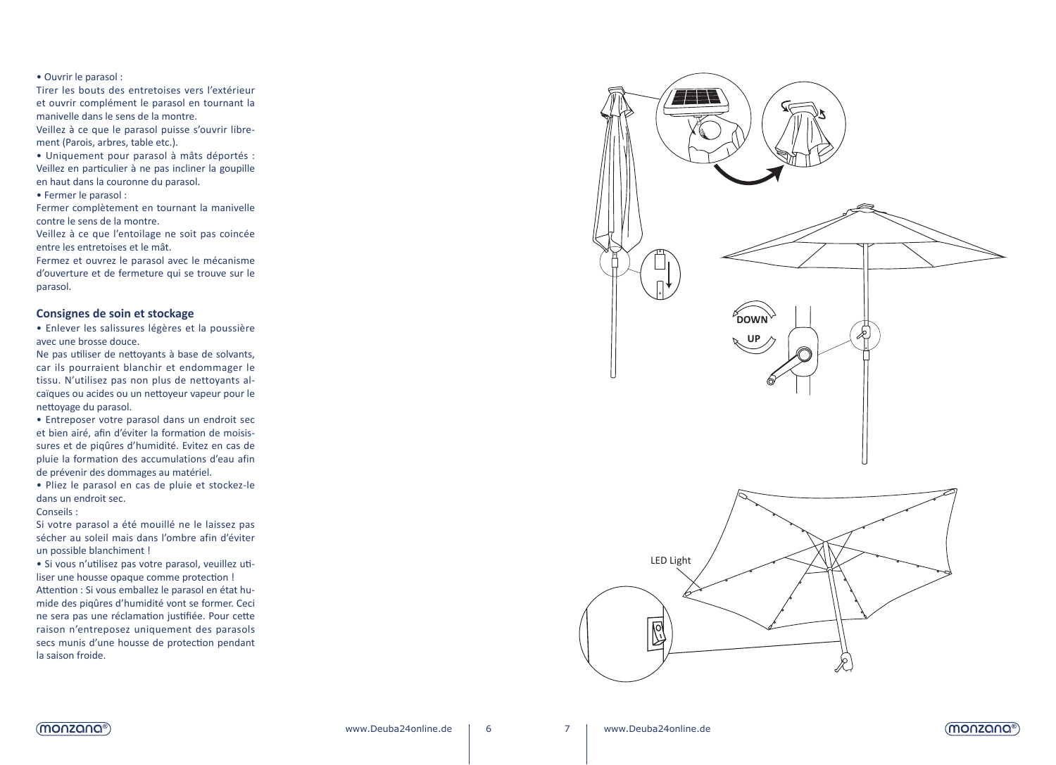• Ouvrir le parasol :

Tirer les bouts des entretoises vers l'extérieur et ouvrir complément le parasol en tournant la manivelle dans le sens de la montre.

Veillez à ce que le parasol puisse s'ouvrir librement (Parois, arbres, table etc.).

• Uniquement pour parasol à mâts déportés : Veillez en particulier à ne pas incliner la goupille en haut dans la couronne du parasol.

• Fermer le parasol :

Fermer complètement en tournant la manivelle contre le sens de la montre.

Veillez à ce que l'entoilage ne soit pas coincée entre les entretoises et le mât.

Fermez et ouvrez le parasol avec le mécanisme d'ouverture et de fermeture qui se trouve sur le parasol.

## Consignes de soin et stockage

• Enlever les salissures légères et la poussière avec une brosse douce.

Ne pas utiliser de nettoyants à base de solvants, car ils pourraient blanchir et endommager le tissu. N'utilisez pas non plus de nettoyants alcaïques ou acides ou un nettoyeur vapeur pour le nettoyage du parasol.

• Entreposer votre parasol dans un endroit sec et bien airé, afin d'éviter la formation de moisissures et de piqûres d'humidité. Evitez en cas de pluie la formation des accumulations d'eau afin de prévenir des dommages au matériel.

• Pliez le parasol en cas de pluie et stockez-le dans un endroit sec.

Conseils :

Si votre parasol a été mouillé ne le laissez pas sécher au soleil mais dans l'ombre afin d'éviter un possible blanchiment !

• Si vous n'utilisez pas votre parasol, veuillez utiliser une housse opaque comme protection !

Attention : Si vous emballez le parasol en état humide des piqûres d'humidité vont se former. Ceci ne sera pas une réclamation justifiée. Pour cette raison n'entreposez uniquement des parasols secs munis d'une housse de protection pendant la saison froide.

DOWN

UP

LED Light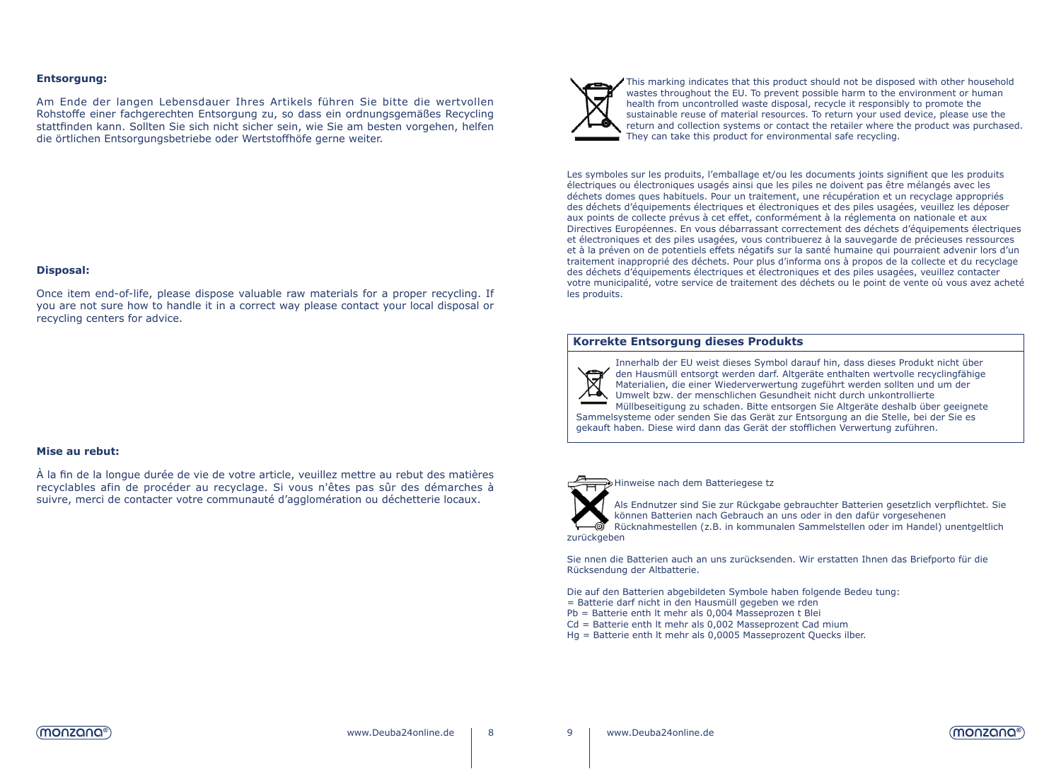**Entsorgung:**

Am Ende der langen Lebensdauer Ihres Artikels führen Sie bitte die wertvollen Rohstoffe einer fachgerechten Entsorgung zu, so dass ein ordnungsgemäßes Recycling stattfinden kann. Sollten Sie sich nicht sicher sein, wie Sie am besten vorgehen, helfen die örtlichen Entsorgungsbetriebe oder Wertstoffhöfe gerne weiter.

**Disposal:**

Once item end-of-life, please dispose valuable raw materials for a proper recycling. If you are not sure how to handle it in a correct way please contact your local disposal or recycling centers for advice.

**Mise au rebut:**

À la fin de la longue durée de vie de votre article, veuillez mettre au rebut des matières recyclables afin de procéder au recyclage. Si vous n'êtes pas sûr des démarches à suivre, merci de contacter votre communauté d'agglomération ou déchetterie locaux.

This marking indicates that this product should not be disposed with other household wastes throughout the EU. To prevent possible harm to the environment or human health from uncontrolled waste disposal, recycle it responsibly to promote the sustainable reuse of material resources. To return your used device, please use the return and collection systems or contact the retailer where the product was purchased. They can take this product for environmental safe recycling.

Les symboles sur les produits, l'emballage et/ou les documents joints signifient que les produits électriques ou électroniques usagés ainsi que les piles ne doivent pas être mélangés avec les déchets domes ques habituels. Pour un traitement, une récupération et un recyclage appropriés des déchets d'équipements électriques et électroniques et des piles usagées, veuillez les déposer aux points de collecte prévus à cet effet, conformément à la réglementa on nationale et aux Directives Européennes. En vous débarrassant correctement des déchets d'équipements électriques et électroniques et des piles usagées, vous contribuerez à la sauvegarde de précieuses ressources et à la préven on de potentiels effets négatifs sur la santé humaine qui pourraient advenir lors d'un traitement inapproprié des déchets. Pour plus d'informa ons à propos de la collecte et du recyclage des déchets d'équipements électriques et électroniques et des piles usagées, veuillez contacter votre municipalité, votre service de traitement des déchets ou le point de vente où vous avez acheté les produits.

**Korrekte Entsorgung dieses Produkts**

Innerhalb der EU weist dieses Symbol darauf hin, dass dieses Produkt nicht über den Hausmüll entsorgt werden darf. Altgeräte enthalten wertvolle recyclingfähige Materialien, die einer Wiederverwertung zugeführt werden sollten und um der Umwelt bzw. der menschlichen Gesundheit nicht durch unkontrollierte Müllbeseitigung zu schaden. Bitte entsorgen Sie Altgeräte deshalb über geeignete Sammelsysteme oder senden Sie das Gerät zur Entsorgung an die Stelle, bei der Sie es gekauft haben. Diese wird dann das Gerät der stofflichen Verwertung zuführen.

Hinweise nach dem Batteriegese tz

Als Endnutzer sind Sie zur Rückgabe gebrauchter Batterien gesetzlich verpflichtet. Sie können Batterien nach Gebrauch an uns oder in den dafür vorgesehenen Rücknahmestellen (z.B. in kommunalen Sammelstellen oder im Handel) unentgeltlich zurückgeben

Sie nnen die Batterien auch an uns zurücksenden. Wir erstatten Ihnen das Briefporto für die Rücksendung der Altbatterie.

Die auf den Batterien abgebildeten Symbole haben folgende Bedeu tung:
= Batterie darf nicht in den Hausmüll gegeben we rden
Pb = Batterie enth lt mehr als 0,004 Masseprozen t Blei
Cd = Batterie enth lt mehr als 0,002 Masseprozent Cad mium
Hg = Batterie enth lt mehr als 0,0005 Masseprozent Quecks ilber.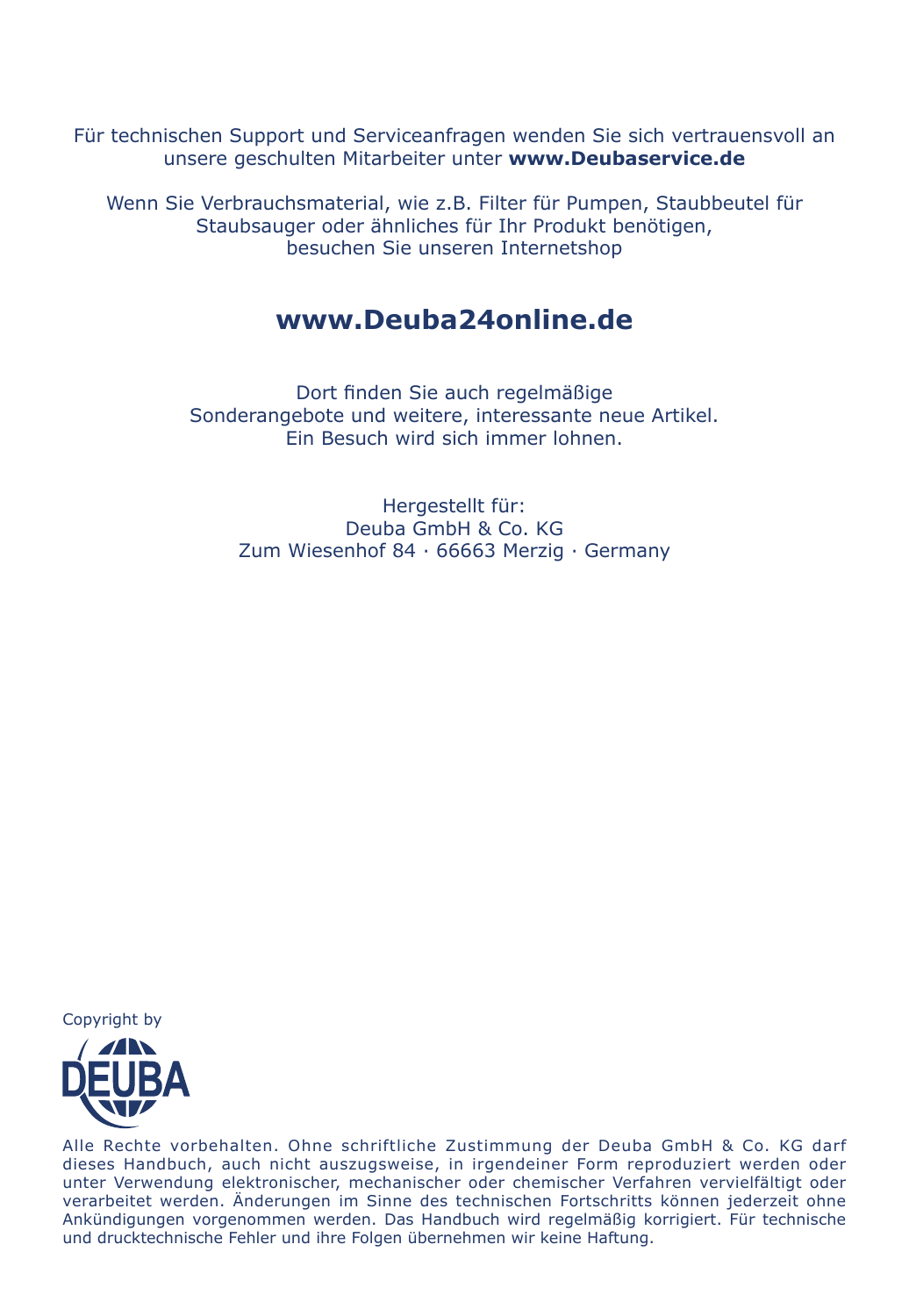Für technischen Support und Serviceanfragen wenden Sie sich vertrauensvoll an unsere geschulten Mitarbeiter unter **www.Deubaservice.de**

Wenn Sie Verbrauchsmaterial, wie z.B. Filter für Pumpen, Staubbeutel für Staubsauger oder ähnliches für Ihr Produkt benötigen, besuchen Sie unseren Internetshop

## www.Deuba24online.de

Dort finden Sie auch regelmäßige Sonderangebote und weitere, interessante neue Artikel. Ein Besuch wird sich immer lohnen.

Hergestellt für:
Deuba GmbH & Co. KG
Zum Wiesenhof 84 · 66663 Merzig · Germany

Copyright by

DEUBA

Alle Rechte vorbehalten. Ohne schriftliche Zustimmung der Deuba GmbH & Co. KG darf dieses Handbuch, auch nicht auszugsweise, in irgendeiner Form reproduziert werden oder unter Verwendung elektronischer, mechanischer oder chemischer Verfahren vervielfältigt oder verarbeitet werden. Änderungen im Sinne des technischen Fortschritts können jederzeit ohne Ankündigungen vorgenommen werden. Das Handbuch wird regelmäßig korrigiert. Für technische und drucktechnische Fehler und ihre Folgen übernehmen wir keine Haftung.